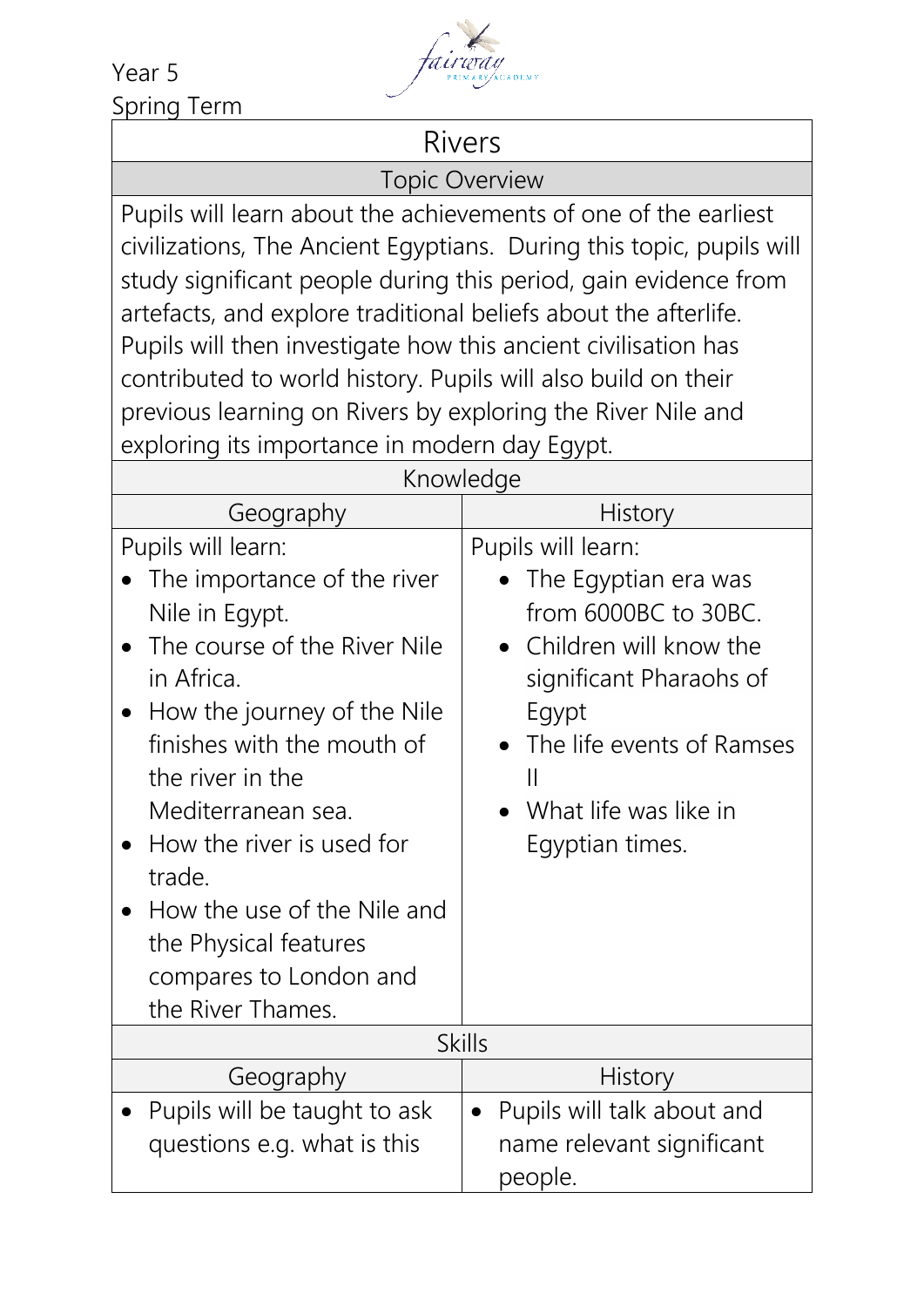Year 5
Spring Term

# Rivers

## Topic Overview

Pupils will learn about the achievements of one of the earliest civilizations, The Ancient Egyptians. During this topic, pupils will study significant people during this period, gain evidence from artefacts, and explore traditional beliefs about the afterlife. Pupils will then investigate how this ancient civilisation has contributed to world history. Pupils will also build on their previous learning on Rivers by exploring the River Nile and exploring its importance in modern day Egypt.

## Knowledge

| Geography | History |
| --- | --- |
| Pupils will learn:<br>• The importance of the river Nile in Egypt.<br>• The course of the River Nile in Africa.<br>• How the journey of the Nile finishes with the mouth of the river in the Mediterranean sea.<br>• How the river is used for trade.<br>• How the use of the Nile and the Physical features compares to London and the River Thames. | Pupils will learn:<br>• The Egyptian era was from 6000BC to 30BC.<br>• Children will know the significant Pharaohs of Egypt<br>• The life events of Ramses II<br>• What life was like in Egyptian times. |

## Skills

| Geography | History |
| --- | --- |
| • Pupils will be taught to ask questions e.g. what is this | • Pupils will talk about and name relevant significant people. |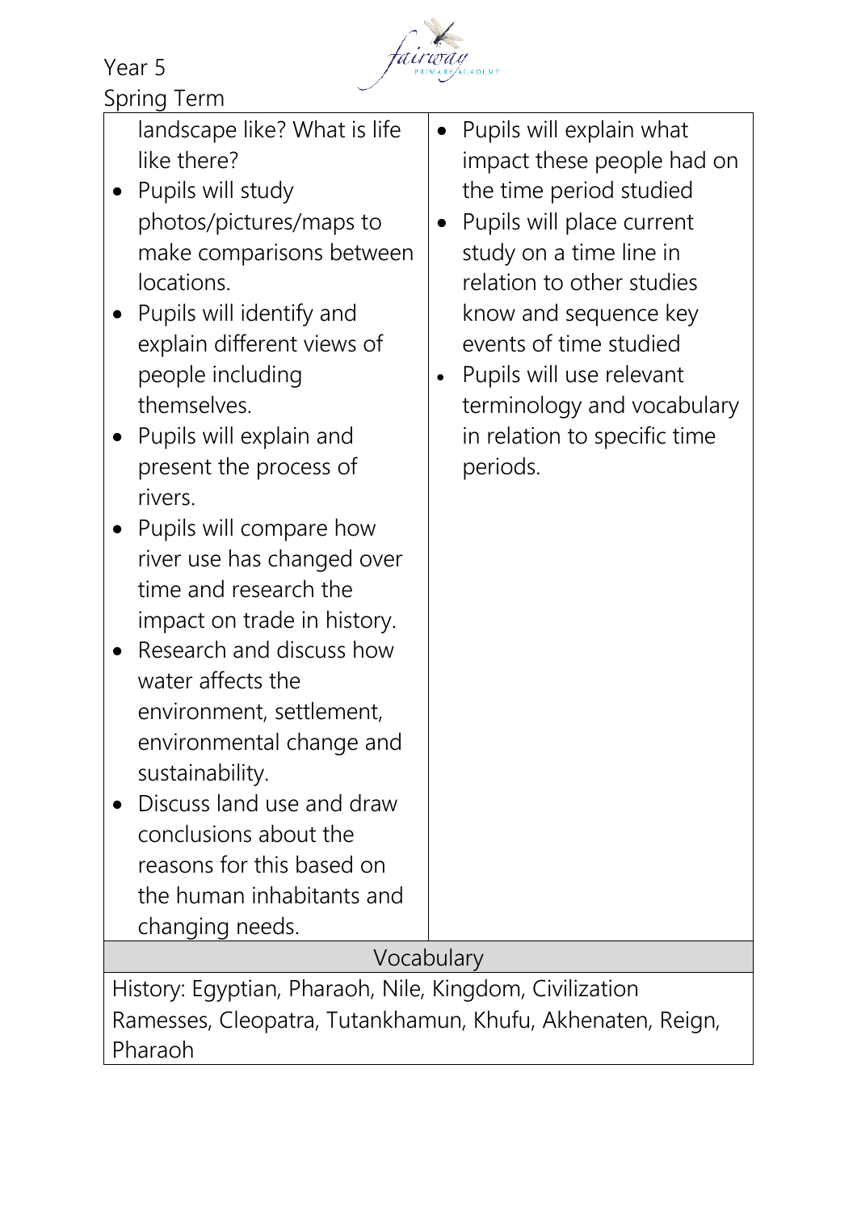Year 5
Spring Term

| | |
|---|---|
| landscape like? What is life like there?<br>• Pupils will study photos/pictures/maps to make comparisons between locations.<br>• Pupils will identify and explain different views of people including themselves.<br>• Pupils will explain and present the process of rivers.<br>• Pupils will compare how river use has changed over time and research the impact on trade in history.<br>• Research and discuss how water affects the environment, settlement, environmental change and sustainability.<br>• Discuss land use and draw conclusions about the reasons for this based on the human inhabitants and changing needs. | • Pupils will explain what impact these people had on the time period studied<br>• Pupils will place current study on a time line in relation to other studies know and sequence key events of time studied<br>• Pupils will use relevant terminology and vocabulary in relation to specific time periods. |
| **Vocabulary** | |
| History: Egyptian, Pharaoh, Nile, Kingdom, Civilization Ramesses, Cleopatra, Tutankhamun, Khufu, Akhenaten, Reign, Pharaoh | |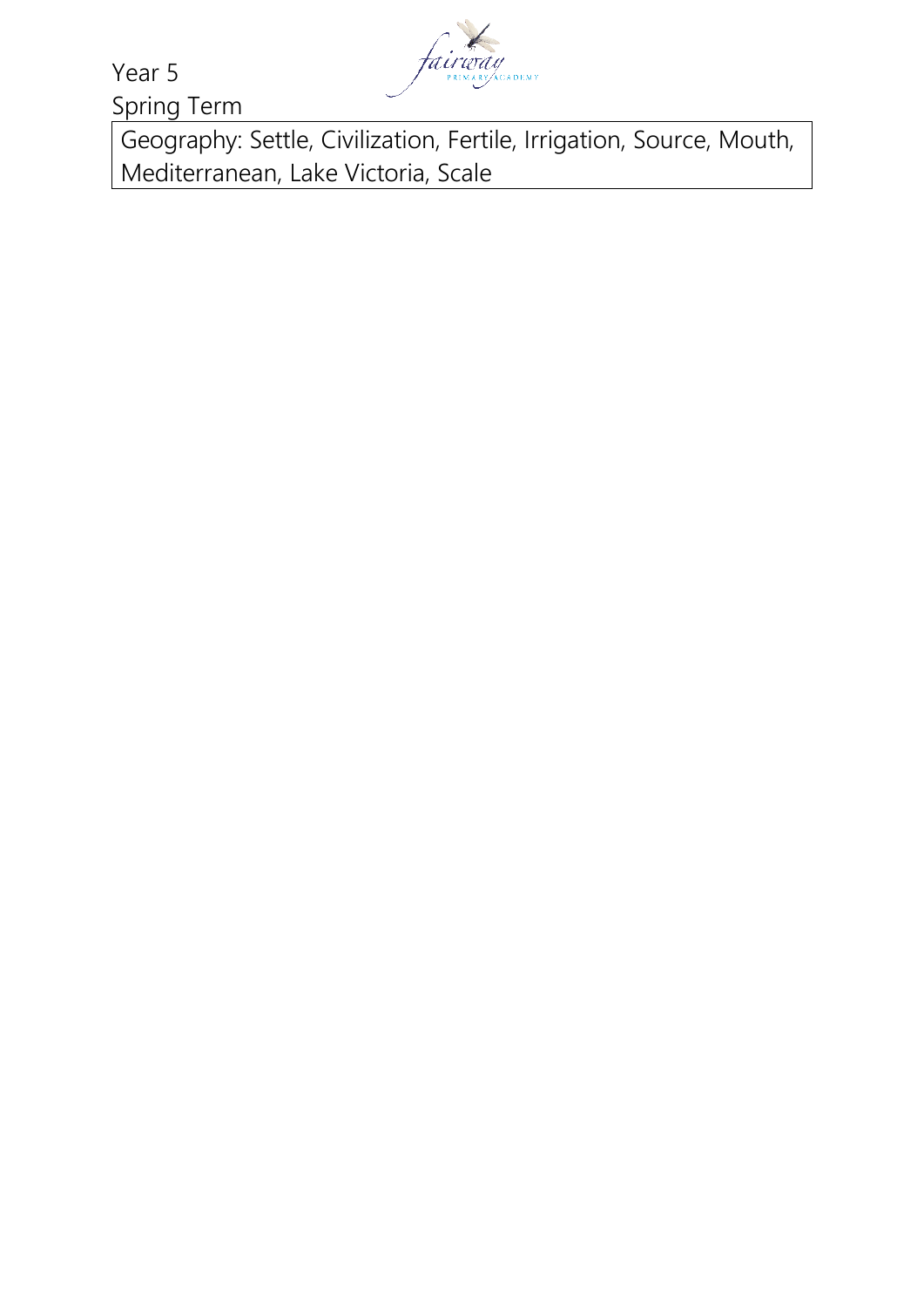Year 5

Spring Term

Geography: Settle, Civilization, Fertile, Irrigation, Source, Mouth, Mediterranean, Lake Victoria, Scale